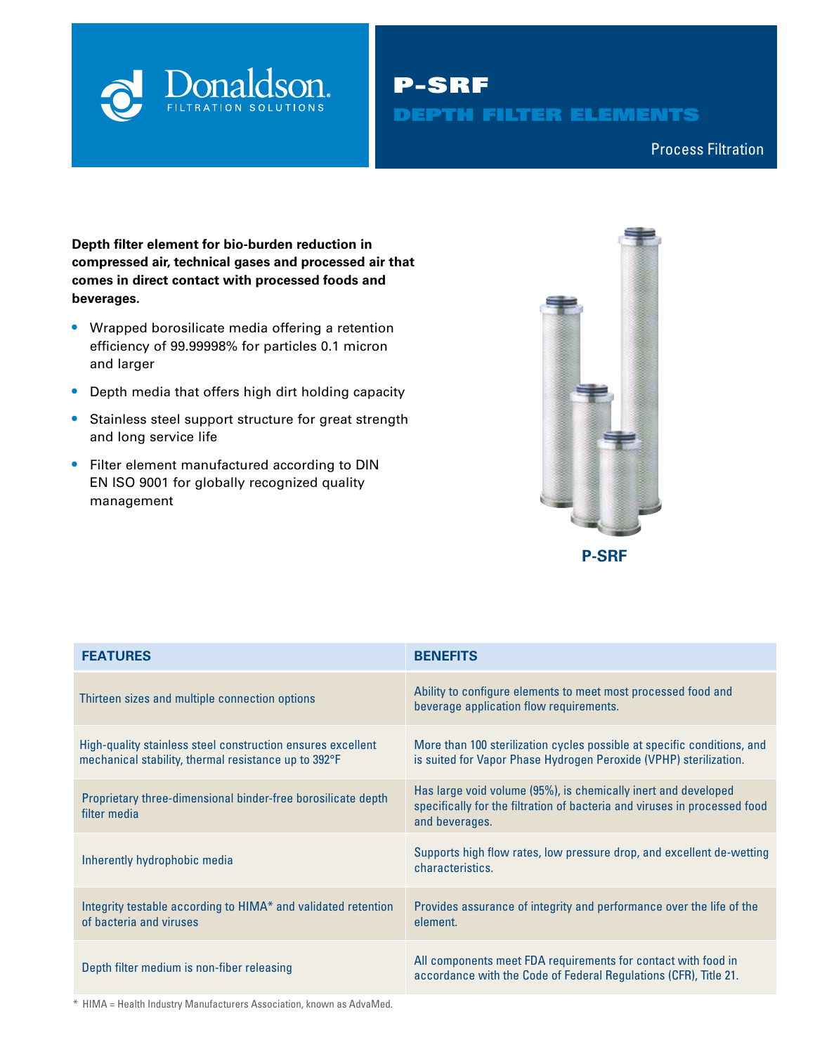Donaldson.
FILTRATION SOLUTIONS

# P-SRF
## DEPTH FILTER ELEMENTS

Process Filtration

**Depth filter element for bio-burden reduction in compressed air, technical gases and processed air that comes in direct contact with processed foods and beverages.**

- Wrapped borosilicate media offering a retention efficiency of 99.99998% for particles 0.1 micron and larger
- Depth media that offers high dirt holding capacity
- Stainless steel support structure for great strength and long service life
- Filter element manufactured according to DIN EN ISO 9001 for globally recognized quality management

P-SRF

| FEATURES | BENEFITS |
|---|---|
| Thirteen sizes and multiple connection options | Ability to configure elements to meet most processed food and beverage application flow requirements. |
| High-quality stainless steel construction ensures excellent mechanical stability, thermal resistance up to 392°F | More than 100 sterilization cycles possible at specific conditions, and is suited for Vapor Phase Hydrogen Peroxide (VPHP) sterilization. |
| Proprietary three-dimensional binder-free borosilicate depth filter media | Has large void volume (95%), is chemically inert and developed specifically for the filtration of bacteria and viruses in processed food and beverages. |
| Inherently hydrophobic media | Supports high flow rates, low pressure drop, and excellent de-wetting characteristics. |
| Integrity testable according to HIMA* and validated retention of bacteria and viruses | Provides assurance of integrity and performance over the life of the element. |
| Depth filter medium is non-fiber releasing | All components meet FDA requirements for contact with food in accordance with the Code of Federal Regulations (CFR), Title 21. |

\* HIMA = Health Industry Manufacturers Association, known as AdvaMed.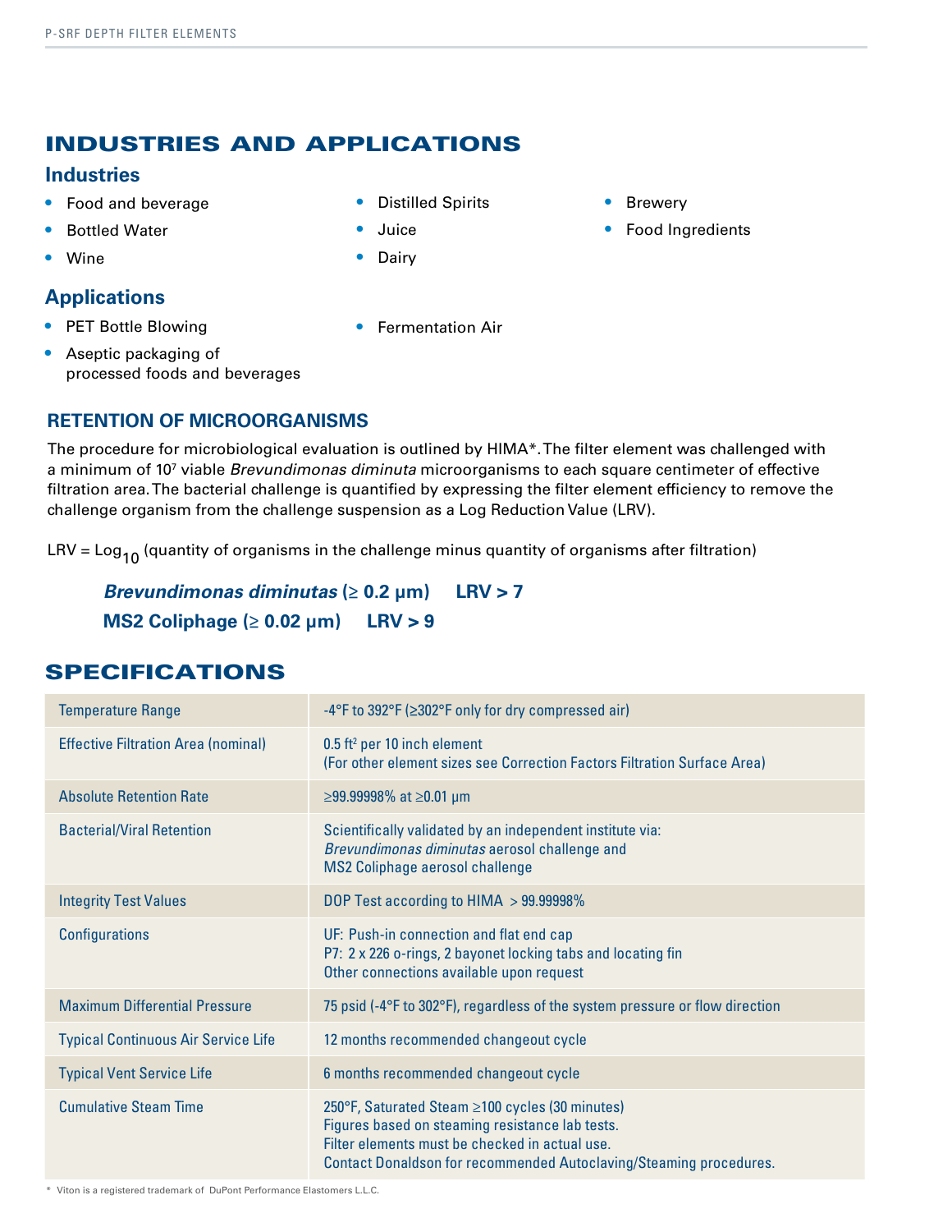# INDUSTRIES AND APPLICATIONS

## Industries

- Food and beverage
- Bottled Water
- Wine
- Distilled Spirits
- Juice
- Dairy
- Brewery
- Food Ingredients

## Applications

- PET Bottle Blowing
- Aseptic packaging of processed foods and beverages
- Fermentation Air

### RETENTION OF MICROORGANISMS

The procedure for microbiological evaluation is outlined by HIMA*. The filter element was challenged with a minimum of $10^7$ viable *Brevundimonas diminuta* microorganisms to each square centimeter of effective filtration area. The bacterial challenge is quantified by expressing the filter element efficiency to remove the challenge organism from the challenge suspension as a Log Reduction Value (LRV).

LRV = $Log_{10}$ (quantity of organisms in the challenge minus quantity of organisms after filtration)

***Brevundimonas diminutas*** **(≥ 0.2 µm) LRV > 7**

**MS2 Coliphage (≥ 0.02 µm) LRV > 9**

# SPECIFICATIONS

| | |
|---|---|
| Temperature Range | -4°F to 392°F (≥302°F only for dry compressed air) |
| Effective Filtration Area (nominal) | 0.5 $ft^2$ per 10 inch element<br>(For other element sizes see Correction Factors Filtration Surface Area) |
| Absolute Retention Rate | ≥99.99998% at ≥0.01 µm |
| Bacterial/Viral Retention | Scientifically validated by an independent institute via:<br>*Brevundimonas diminutas* aerosol challenge and<br>MS2 Coliphage aerosol challenge |
| Integrity Test Values | DOP Test according to HIMA > 99.99998% |
| Configurations | UF: Push-in connection and flat end cap<br>P7: 2 x 226 o-rings, 2 bayonet locking tabs and locating fin<br>Other connections available upon request |
| Maximum Differential Pressure | 75 psid (-4°F to 302°F), regardless of the system pressure or flow direction |
| Typical Continuous Air Service Life | 12 months recommended changeout cycle |
| Typical Vent Service Life | 6 months recommended changeout cycle |
| Cumulative Steam Time | 250°F, Saturated Steam ≥100 cycles (30 minutes)<br>Figures based on steaming resistance lab tests.<br>Filter elements must be checked in actual use.<br>Contact Donaldson for recommended Autoclaving/Steaming procedures. |

* Viton is a registered trademark of DuPont Performance Elastomers L.L.C.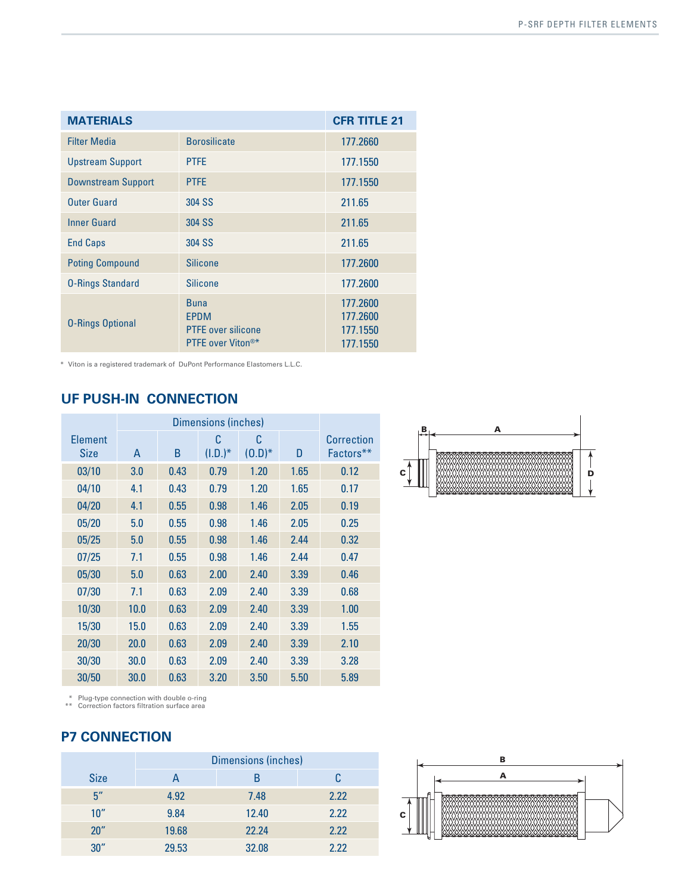| MATERIALS | | CFR TITLE 21 |
|---|---|---|
| Filter Media | Borosilicate | 177.2660 |
| Upstream Support | PTFE | 177.1550 |
| Downstream Support | PTFE | 177.1550 |
| Outer Guard | 304 SS | 211.65 |
| Inner Guard | 304 SS | 211.65 |
| End Caps | 304 SS | 211.65 |
| Poting Compound | Silicone | 177.2600 |
| O-Rings Standard | Silicone | 177.2600 |
| O-Rings Optional | Buna<br>EPDM<br>PTFE over silicone<br>PTFE over Viton®* | 177.2600<br>177.2600<br>177.1550<br>177.1550 |

* Viton is a registered trademark of DuPont Performance Elastomers L.L.C.

## UF PUSH-IN CONNECTION

| Element Size | Dimensions (inches) | | | | | Correction Factors** |
|---|---|---|---|---|---|---|
| | A | B | C (I.D.)* | C (O.D)* | D | |
| 03/10 | 3.0 | 0.43 | 0.79 | 1.20 | 1.65 | 0.12 |
| 04/10 | 4.1 | 0.43 | 0.79 | 1.20 | 1.65 | 0.17 |
| 04/20 | 4.1 | 0.55 | 0.98 | 1.46 | 2.05 | 0.19 |
| 05/20 | 5.0 | 0.55 | 0.98 | 1.46 | 2.05 | 0.25 |
| 05/25 | 5.0 | 0.55 | 0.98 | 1.46 | 2.44 | 0.32 |
| 07/25 | 7.1 | 0.55 | 0.98 | 1.46 | 2.44 | 0.47 |
| 05/30 | 5.0 | 0.63 | 2.00 | 2.40 | 3.39 | 0.46 |
| 07/30 | 7.1 | 0.63 | 2.09 | 2.40 | 3.39 | 0.68 |
| 10/30 | 10.0 | 0.63 | 2.09 | 2.40 | 3.39 | 1.00 |
| 15/30 | 15.0 | 0.63 | 2.09 | 2.40 | 3.39 | 1.55 |
| 20/30 | 20.0 | 0.63 | 2.09 | 2.40 | 3.39 | 2.10 |
| 30/30 | 30.0 | 0.63 | 2.09 | 2.40 | 3.39 | 3.28 |
| 30/50 | 30.0 | 0.63 | 3.20 | 3.50 | 5.50 | 5.89 |

\* Plug-type connection with double o-ring
** Correction factors filtration surface area

B
A
C
D

## P7 CONNECTION

| Size | Dimensions (inches) | | |
|---|---|---|---|
| | A | B | C |
| 5″ | 4.92 | 7.48 | 2.22 |
| 10″ | 9.84 | 12.40 | 2.22 |
| 20″ | 19.68 | 22.24 | 2.22 |
| 30″ | 29.53 | 32.08 | 2.22 |

B
A
C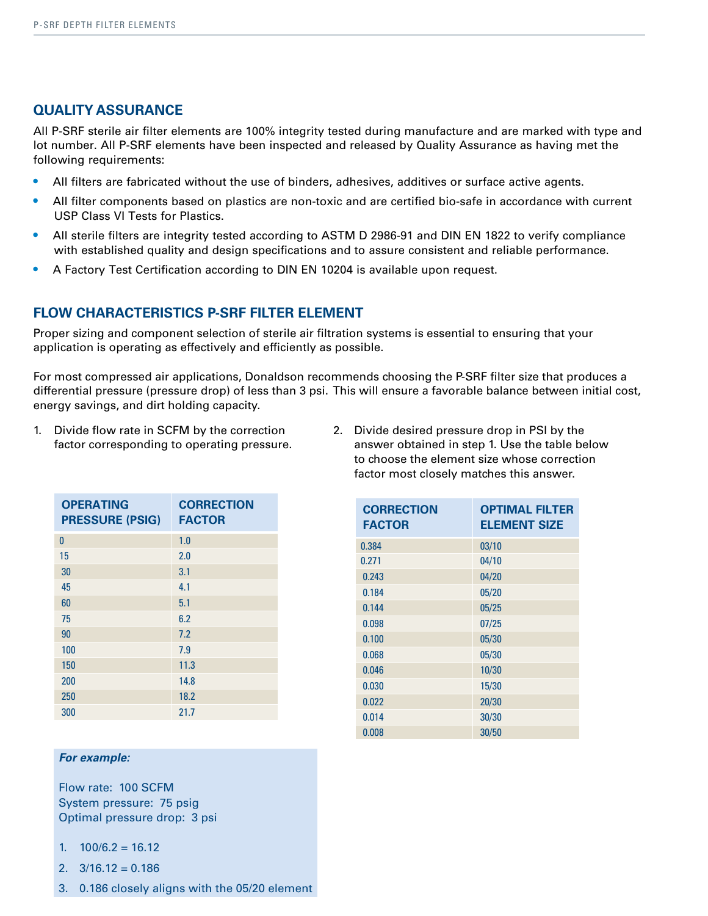## QUALITY ASSURANCE

All P-SRF sterile air filter elements are 100% integrity tested during manufacture and are marked with type and lot number. All P-SRF elements have been inspected and released by Quality Assurance as having met the following requirements:

- All filters are fabricated without the use of binders, adhesives, additives or surface active agents.
- All filter components based on plastics are non-toxic and are certified bio-safe in accordance with current USP Class VI Tests for Plastics.
- All sterile filters are integrity tested according to ASTM D 2986-91 and DIN EN 1822 to verify compliance with established quality and design specifications and to assure consistent and reliable performance.
- A Factory Test Certification according to DIN EN 10204 is available upon request.

## FLOW CHARACTERISTICS P-SRF FILTER ELEMENT

Proper sizing and component selection of sterile air filtration systems is essential to ensuring that your application is operating as effectively and efficiently as possible.

For most compressed air applications, Donaldson recommends choosing the P-SRF filter size that produces a differential pressure (pressure drop) of less than 3 psi. This will ensure a favorable balance between initial cost, energy savings, and dirt holding capacity.

1. Divide flow rate in SCFM by the correction factor corresponding to operating pressure.

| OPERATING PRESSURE (PSIG) | CORRECTION FACTOR |
|---|---|
| 0 | 1.0 |
| 15 | 2.0 |
| 30 | 3.1 |
| 45 | 4.1 |
| 60 | 5.1 |
| 75 | 6.2 |
| 90 | 7.2 |
| 100 | 7.9 |
| 150 | 11.3 |
| 200 | 14.8 |
| 250 | 18.2 |
| 300 | 21.7 |

***For example:***

Flow rate: 100 SCFM
System pressure: 75 psig
Optimal pressure drop: 3 psi

1. 100/6.2 = 16.12
2. 3/16.12 = 0.186
3. 0.186 closely aligns with the 05/20 element

2. Divide desired pressure drop in PSI by the answer obtained in step 1. Use the table below to choose the element size whose correction factor most closely matches this answer.

| CORRECTION FACTOR | OPTIMAL FILTER ELEMENT SIZE |
|---|---|
| 0.384 | 03/10 |
| 0.271 | 04/10 |
| 0.243 | 04/20 |
| 0.184 | 05/20 |
| 0.144 | 05/25 |
| 0.098 | 07/25 |
| 0.100 | 05/30 |
| 0.068 | 05/30 |
| 0.046 | 10/30 |
| 0.030 | 15/30 |
| 0.022 | 20/30 |
| 0.014 | 30/30 |
| 0.008 | 30/50 |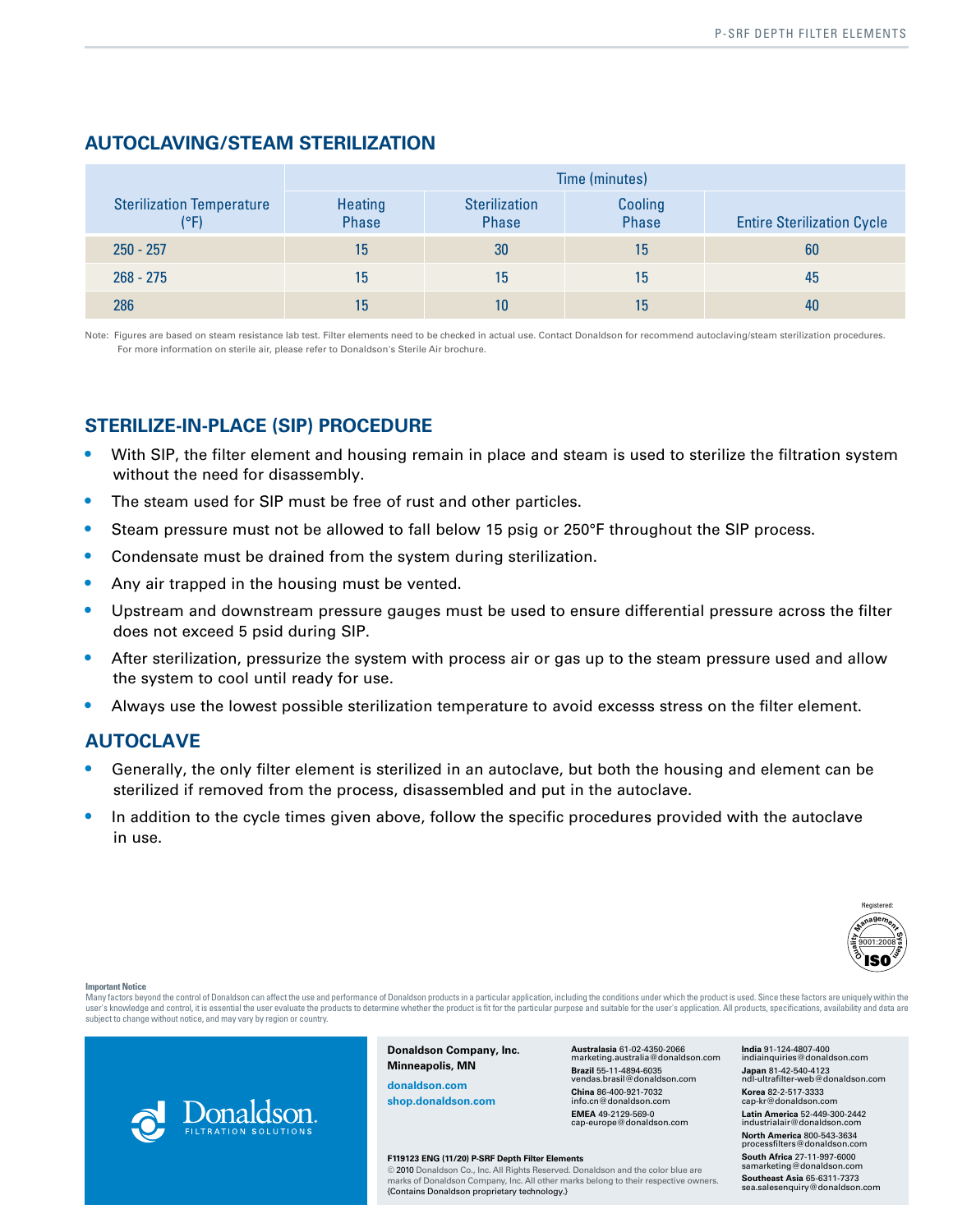## AUTOCLAVING/STEAM STERILIZATION

| Sterilization Temperature (°F) | Time (minutes) | | | |
|---|---|---|---|---|
| | Heating Phase | Sterilization Phase | Cooling Phase | Entire Sterilization Cycle |
| 250 - 257 | 15 | 30 | 15 | 60 |
| 268 - 275 | 15 | 15 | 15 | 45 |
| 286 | 15 | 10 | 15 | 40 |

Note: Figures are based on steam resistance lab test. Filter elements need to be checked in actual use. Contact Donaldson for recommend autoclaving/steam sterilization procedures. For more information on sterile air, please refer to Donaldson's Sterile Air brochure.

## STERILIZE-IN-PLACE (SIP) PROCEDURE

- With SIP, the filter element and housing remain in place and steam is used to sterilize the filtration system without the need for disassembly.
- The steam used for SIP must be free of rust and other particles.
- Steam pressure must not be allowed to fall below 15 psig or 250°F throughout the SIP process.
- Condensate must be drained from the system during sterilization.
- Any air trapped in the housing must be vented.
- Upstream and downstream pressure gauges must be used to ensure differential pressure across the filter does not exceed 5 psid during SIP.
- After sterilization, pressurize the system with process air or gas up to the steam pressure used and allow the system to cool until ready for use.
- Always use the lowest possible sterilization temperature to avoid excesss stress on the filter element.

## AUTOCLAVE

- Generally, the only filter element is sterilized in an autoclave, but both the housing and element can be sterilized if removed from the process, disassembled and put in the autoclave.
- In addition to the cycle times given above, follow the specific procedures provided with the autoclave in use.

Registered: Quality Management System ISO 9001:2008

**Important Notice**
Many factors beyond the control of Donaldson can affect the use and performance of Donaldson products in a particular application, including the conditions under which the product is used. Since these factors are uniquely within the user's knowledge and control, it is essential the user evaluate the products to determine whether the product is fit for the particular purpose and suitable for the user's application. All products, specifications, availability and data are subject to change without notice, and may vary by region or country.

Donaldson. FILTRATION SOLUTIONS

**Donaldson Company, Inc.**
**Minneapolis, MN**

donaldson.com
shop.donaldson.com

**Australasia** 61-02-4350-2066
marketing.australia@donaldson.com
**Brazil** 55-11-4894-6035
vendas.brasil@donaldson.com
**China** 86-400-921-7032
info.cn@donaldson.com
**EMEA** 49-2129-569-0
cap-europe@donaldson.com

**India** 91-124-4807-400
indiainquiries@donaldson.com
**Japan** 81-42-540-4123
ndl-ultrafilter-web@donaldson.com
**Korea** 82-2-517-3333
cap-kr@donaldson.com
**Latin America** 52-449-300-2442
industrialair@donaldson.com
**North America** 800-543-3634
processfilters@donaldson.com
**South Africa** 27-11-997-6000
samarketing@donaldson.com
**Southeast Asia** 65-6311-7373
sea.salesenquiry@donaldson.com

**F119123 ENG (11/20) P-SRF Depth Filter Elements**
© 2010 Donaldson Co., Inc. All Rights Reserved. Donaldson and the color blue are marks of Donaldson Company, Inc. All other marks belong to their respective owners. {Contains Donaldson proprietary technology.}